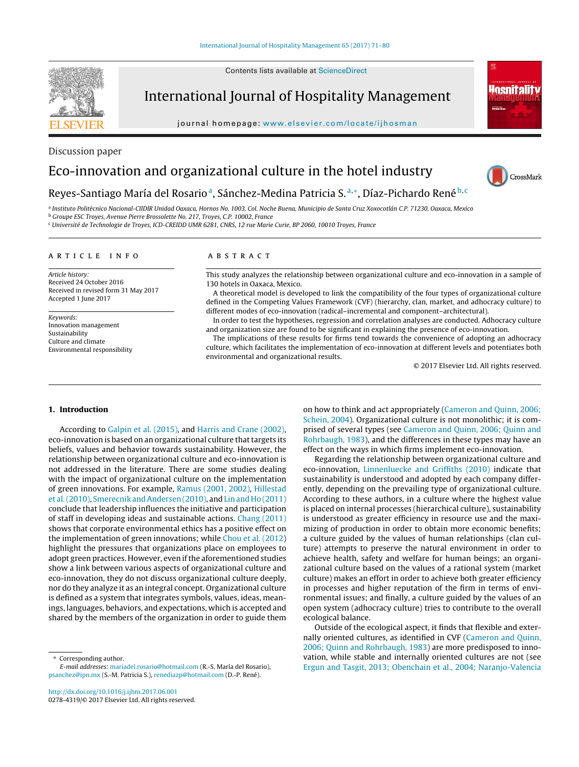Discussion paper

# Eco-innovation and organizational culture in the hotel industry

Reyes-Santiago María del Rosario[a], Sánchez-Medina Patricia S.[a,*], Díaz-Pichardo René[b,c]

[a] Instituto Politécnico Nacional-CIIDIR Unidad Oaxaca, Hornos No. 1003, Col. Noche Buena, Municipio de Santa Cruz Xoxocotlán C.P. 71230, Oaxaca, Mexico
[b] Groupe ESC Troyes, Avenue Pierre Brossolette No. 217, Troyes, C.P. 10002, France
[c] Université de Technologie de Troyes, ICD-CREIDD UMR 6281, CNRS, 12 rue Marie Curie, BP 2060, 10010 Troyes, France

## ARTICLE INFO

*Article history:*
Received 24 October 2016
Received in revised form 31 May 2017
Accepted 1 June 2017

*Keywords:*
Innovation management
Sustainability
Culture and climate
Environmental responsibility

## ABSTRACT

This study analyzes the relationship between organizational culture and eco-innovation in a sample of 130 hotels in Oaxaca, Mexico.

A theoretical model is developed to link the compatibility of the four types of organizational culture defined in the Competing Values Framework (CVF) (hierarchy, clan, market, and adhocracy culture) to different modes of eco-innovation (radical–incremental and component–architectural).

In order to test the hypotheses, regression and correlation analyses are conducted. Adhocracy culture and organization size are found to be significant in explaining the presence of eco-innovation.

The implications of these results for firms tend towards the convenience of adopting an adhocracy culture, which facilitates the implementation of eco-innovation at different levels and potentiates both environmental and organizational results.

© 2017 Elsevier Ltd. All rights reserved.

## 1. Introduction

According to Galpin et al. (2015), and Harris and Crane (2002), eco-innovation is based on an organizational culture that targets its beliefs, values and behavior towards sustainability. However, the relationship between organizational culture and eco-innovation is not addressed in the literature. There are some studies dealing with the impact of organizational culture on the implementation of green innovations. For example, Ramus (2001, 2002), Hillestad et al. (2010), Smerecnik and Andersen (2010), and Lin and Ho (2011) conclude that leadership influences the initiative and participation of staff in developing ideas and sustainable actions. Chang (2011) shows that corporate environmental ethics has a positive effect on the implementation of green innovations; while Chou et al. (2012) highlight the pressures that organizations place on employees to adopt green practices. However, even if the aforementioned studies show a link between various aspects of organizational culture and eco-innovation, they do not discuss organizational culture deeply, nor do they analyze it as an integral concept. Organizational culture is defined as a system that integrates symbols, values, ideas, meanings, languages, behaviors, and expectations, which is accepted and shared by the members of the organization in order to guide them on how to think and act appropriately (Cameron and Quinn, 2006; Schein, 2004). Organizational culture is not monolithic; it is comprised of several types (see Cameron and Quinn, 2006; Quinn and Rohrbaugh, 1983), and the differences in these types may have an effect on the ways in which firms implement eco-innovation.

Regarding the relationship between organizational culture and eco-innovation, Linnenluecke and Griffiths (2010) indicate that sustainability is understood and adopted by each company differently, depending on the prevailing type of organizational culture. According to these authors, in a culture where the highest value is placed on internal processes (hierarchical culture), sustainability is understood as greater efficiency in resource use and the maximizing of production in order to obtain more economic benefits; a culture guided by the values of human relationships (clan culture) attempts to preserve the natural environment in order to achieve health, safety and welfare for human beings; an organizational culture based on the values of a rational system (market culture) makes an effort in order to achieve both greater efficiency in processes and higher reputation of the firm in terms of environmental issues; and finally, a culture guided by the values of an open system (adhocracy culture) tries to contribute to the overall ecological balance.

Outside of the ecological aspect, it finds that flexible and externally oriented cultures, as identified in CVF (Cameron and Quinn, 2006; Quinn and Rohrbaugh, 1983) are more predisposed to innovation, while stable and internally oriented cultures are not (see Ergun and Tasgit, 2013; Obenchain et al., 2004; Naranjo-Valencia

* Corresponding author.
*E-mail addresses:* mariadel.rosario@hotmail.com (R.-S. María del Rosario), psanchez@ipn.mx (S.-M. Patricia S.), renediazp@hotmail.com (D.-P. René).

http://dx.doi.org/10.1016/j.ijhm.2017.06.001
0278-4319/© 2017 Elsevier Ltd. All rights reserved.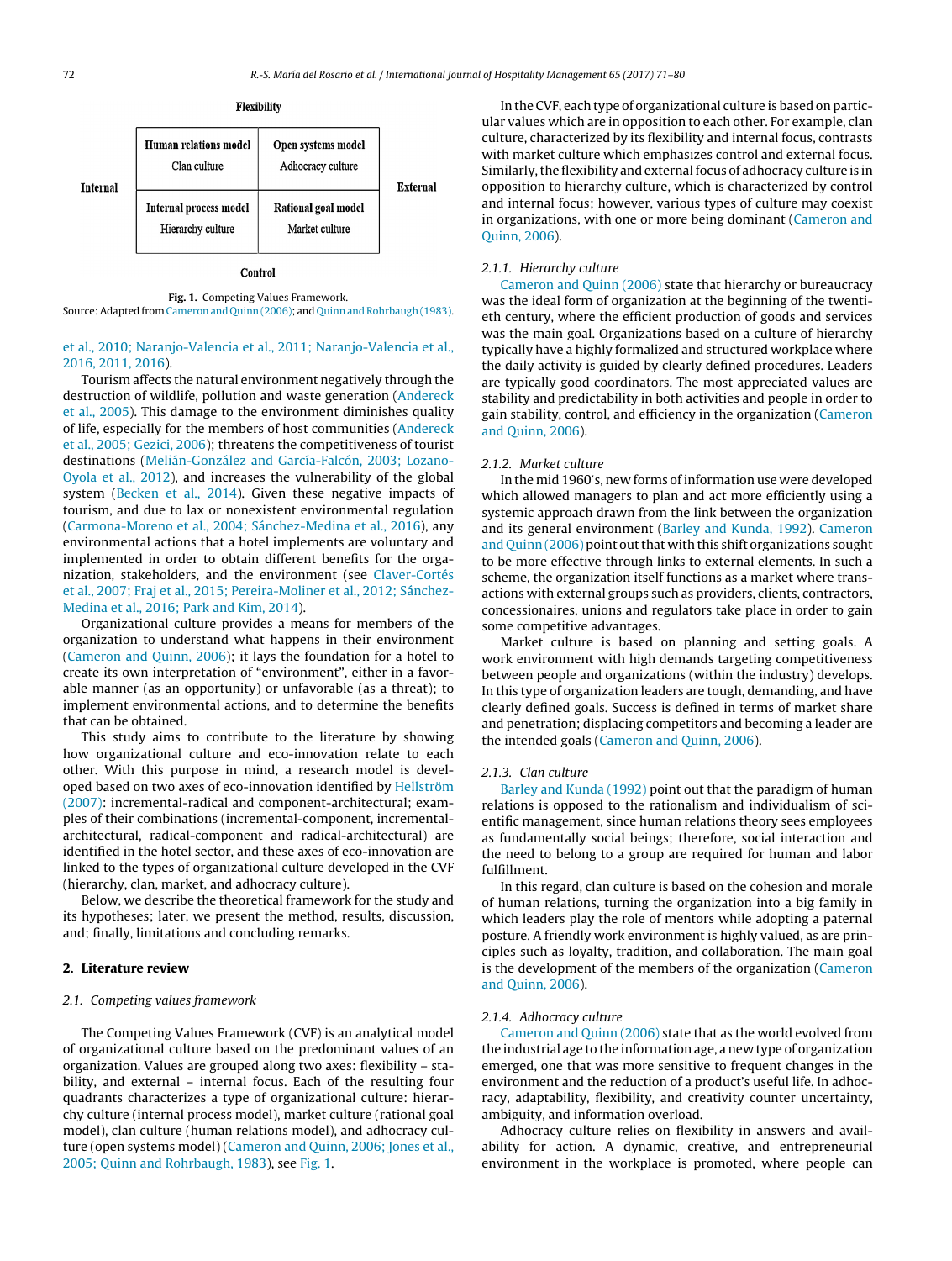| | Flexibility | | |
|---|---|---|---|
| Internal | Human relations model<br>Clan culture | Open systems model<br>Adhocracy culture | External |
| | Internal process model<br>Hierarchy culture | Rational goal model<br>Market culture | |
| | Control | | |

**Fig. 1.** Competing Values Framework.
Source: Adapted from Cameron and Quinn (2006); and Quinn and Rohrbaugh (1983).

et al., 2010; Naranjo-Valencia et al., 2011; Naranjo-Valencia et al., 2016, 2011, 2016).

Tourism affects the natural environment negatively through the destruction of wildlife, pollution and waste generation (Andereck et al., 2005). This damage to the environment diminishes quality of life, especially for the members of host communities (Andereck et al., 2005; Gezici, 2006); threatens the competitiveness of tourist destinations (Melián-González and García-Falcón, 2003; Lozano-Oyola et al., 2012), and increases the vulnerability of the global system (Becken et al., 2014). Given these negative impacts of tourism, and due to lax or nonexistent environmental regulation (Carmona-Moreno et al., 2004; Sánchez-Medina et al., 2016), any environmental actions that a hotel implements are voluntary and implemented in order to obtain different benefits for the organization, stakeholders, and the environment (see Claver-Cortés et al., 2007; Fraj et al., 2015; Pereira-Moliner et al., 2012; Sánchez-Medina et al., 2016; Park and Kim, 2014).

Organizational culture provides a means for members of the organization to understand what happens in their environment (Cameron and Quinn, 2006); it lays the foundation for a hotel to create its own interpretation of "environment", either in a favorable manner (as an opportunity) or unfavorable (as a threat); to implement environmental actions, and to determine the benefits that can be obtained.

This study aims to contribute to the literature by showing how organizational culture and eco-innovation relate to each other. With this purpose in mind, a research model is developed based on two axes of eco-innovation identified by Hellström (2007): incremental-radical and component-architectural; examples of their combinations (incremental-component, incremental-architectural, radical-component and radical-architectural) are identified in the hotel sector, and these axes of eco-innovation are linked to the types of organizational culture developed in the CVF (hierarchy, clan, market, and adhocracy culture).

Below, we describe the theoretical framework for the study and its hypotheses; later, we present the method, results, discussion, and; finally, limitations and concluding remarks.

## 2. Literature review

### 2.1. Competing values framework

The Competing Values Framework (CVF) is an analytical model of organizational culture based on the predominant values of an organization. Values are grouped along two axes: flexibility – stability, and external – internal focus. Each of the resulting four quadrants characterizes a type of organizational culture: hierarchy culture (internal process model), market culture (rational goal model), clan culture (human relations model), and adhocracy culture (open systems model) (Cameron and Quinn, 2006; Jones et al., 2005; Quinn and Rohrbaugh, 1983), see Fig. 1.

In the CVF, each type of organizational culture is based on particular values which are in opposition to each other. For example, clan culture, characterized by its flexibility and internal focus, contrasts with market culture which emphasizes control and external focus. Similarly, the flexibility and external focus of adhocracy culture is in opposition to hierarchy culture, which is characterized by control and internal focus; however, various types of culture may coexist in organizations, with one or more being dominant (Cameron and Quinn, 2006).

#### 2.1.1. Hierarchy culture

Cameron and Quinn (2006) state that hierarchy or bureaucracy was the ideal form of organization at the beginning of the twentieth century, where the efficient production of goods and services was the main goal. Organizations based on a culture of hierarchy typically have a highly formalized and structured workplace where the daily activity is guided by clearly defined procedures. Leaders are typically good coordinators. The most appreciated values are stability and predictability in both activities and people in order to gain stability, control, and efficiency in the organization (Cameron and Quinn, 2006).

#### 2.1.2. Market culture

In the mid 1960's, new forms of information use were developed which allowed managers to plan and act more efficiently using a systemic approach drawn from the link between the organization and its general environment (Barley and Kunda, 1992). Cameron and Quinn (2006) point out that with this shift organizations sought to be more effective through links to external elements. In such a scheme, the organization itself functions as a market where transactions with external groups such as providers, clients, contractors, concessionaires, unions and regulators take place in order to gain some competitive advantages.

Market culture is based on planning and setting goals. A work environment with high demands targeting competitiveness between people and organizations (within the industry) develops. In this type of organization leaders are tough, demanding, and have clearly defined goals. Success is defined in terms of market share and penetration; displacing competitors and becoming a leader are the intended goals (Cameron and Quinn, 2006).

#### 2.1.3. Clan culture

Barley and Kunda (1992) point out that the paradigm of human relations is opposed to the rationalism and individualism of scientific management, since human relations theory sees employees as fundamentally social beings; therefore, social interaction and the need to belong to a group are required for human and labor fulfillment.

In this regard, clan culture is based on the cohesion and morale of human relations, turning the organization into a big family in which leaders play the role of mentors while adopting a paternal posture. A friendly work environment is highly valued, as are principles such as loyalty, tradition, and collaboration. The main goal is the development of the members of the organization (Cameron and Quinn, 2006).

#### 2.1.4. Adhocracy culture

Cameron and Quinn (2006) state that as the world evolved from the industrial age to the information age, a new type of organization emerged, one that was more sensitive to frequent changes in the environment and the reduction of a product's useful life. In adhocracy, adaptability, flexibility, and creativity counter uncertainty, ambiguity, and information overload.

Adhocracy culture relies on flexibility in answers and availability for action. A dynamic, creative, and entrepreneurial environment in the workplace is promoted, where people can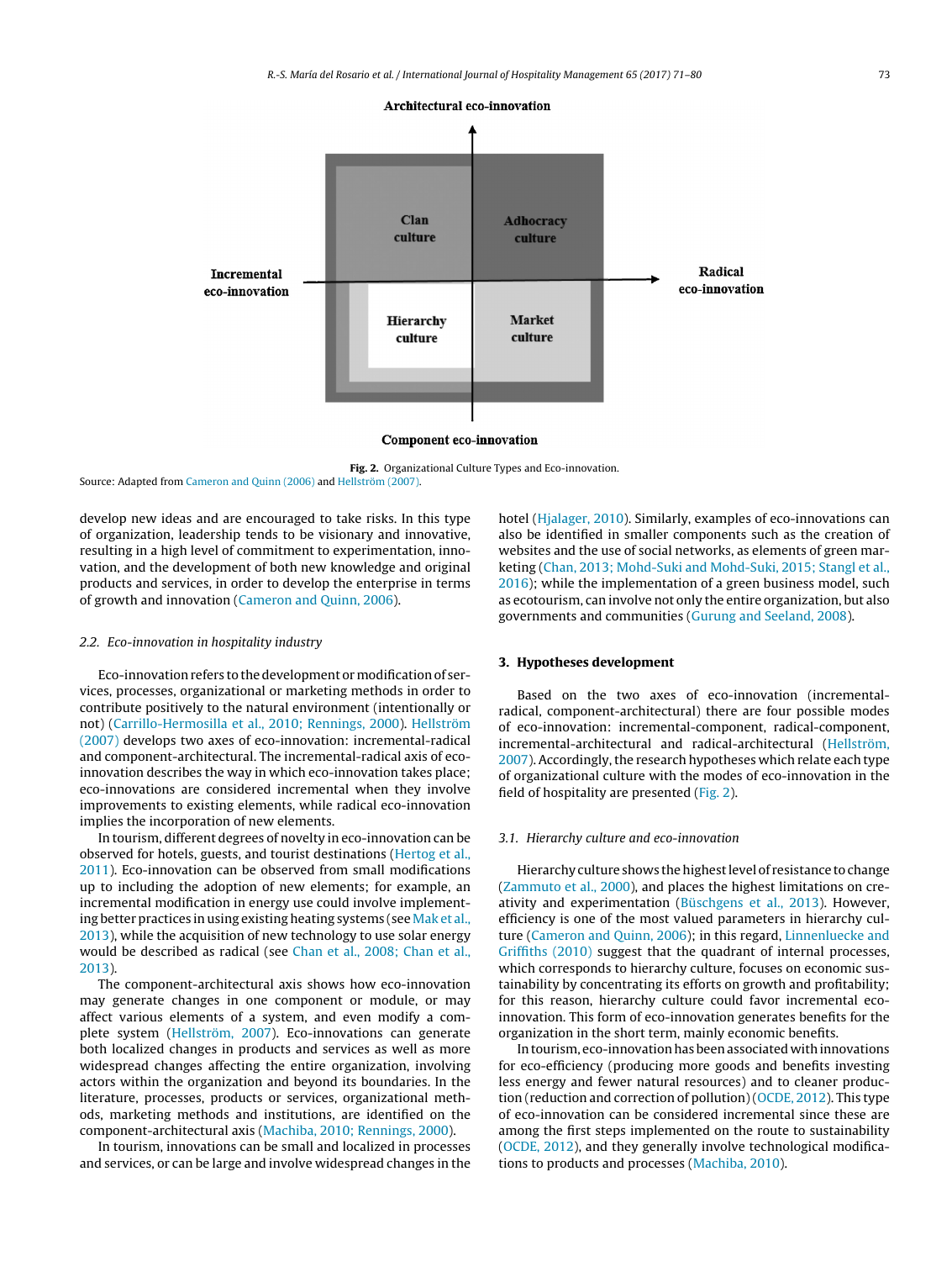Architectural eco-innovation

Incremental eco-innovation | Radical eco-innovation

Clan culture | Adhocracy culture

Hierarchy culture | Market culture

Component eco-innovation

**Fig. 2.** Organizational Culture Types and Eco-innovation.

Source: Adapted from Cameron and Quinn (2006) and Hellström (2007).

develop new ideas and are encouraged to take risks. In this type of organization, leadership tends to be visionary and innovative, resulting in a high level of commitment to experimentation, innovation, and the development of both new knowledge and original products and services, in order to develop the enterprise in terms of growth and innovation (Cameron and Quinn, 2006).

### 2.2. Eco-innovation in hospitality industry

Eco-innovation refers to the development or modification of services, processes, organizational or marketing methods in order to contribute positively to the natural environment (intentionally or not) (Carrillo-Hermosilla et al., 2010; Rennings, 2000). Hellström (2007) develops two axes of eco-innovation: incremental-radical and component-architectural. The incremental-radical axis of eco-innovation describes the way in which eco-innovation takes place; eco-innovations are considered incremental when they involve improvements to existing elements, while radical eco-innovation implies the incorporation of new elements.

In tourism, different degrees of novelty in eco-innovation can be observed for hotels, guests, and tourist destinations (Hertog et al., 2011). Eco-innovation can be observed from small modifications up to including the adoption of new elements; for example, an incremental modification in energy use could involve implementing better practices in using existing heating systems (see Mak et al., 2013), while the acquisition of new technology to use solar energy would be described as radical (see Chan et al., 2008; Chan et al., 2013).

The component-architectural axis shows how eco-innovation may generate changes in one component or module, or may affect various elements of a system, and even modify a complete system (Hellström, 2007). Eco-innovations can generate both localized changes in products and services as well as more widespread changes affecting the entire organization, involving actors within the organization and beyond its boundaries. In the literature, processes, products or services, organizational methods, marketing methods and institutions, are identified on the component-architectural axis (Machiba, 2010; Rennings, 2000).

In tourism, innovations can be small and localized in processes and services, or can be large and involve widespread changes in the hotel (Hjalager, 2010). Similarly, examples of eco-innovations can also be identified in smaller components such as the creation of websites and the use of social networks, as elements of green marketing (Chan, 2013; Mohd-Suki and Mohd-Suki, 2015; Stangl et al., 2016); while the implementation of a green business model, such as ecotourism, can involve not only the entire organization, but also governments and communities (Gurung and Seeland, 2008).

## 3. Hypotheses development

Based on the two axes of eco-innovation (incremental-radical, component-architectural) there are four possible modes of eco-innovation: incremental-component, radical-component, incremental-architectural and radical-architectural (Hellström, 2007). Accordingly, the research hypotheses which relate each type of organizational culture with the modes of eco-innovation in the field of hospitality are presented (Fig. 2).

### 3.1. Hierarchy culture and eco-innovation

Hierarchy culture shows the highest level of resistance to change (Zammuto et al., 2000), and places the highest limitations on creativity and experimentation (Büschgens et al., 2013). However, efficiency is one of the most valued parameters in hierarchy culture (Cameron and Quinn, 2006); in this regard, Linnenluecke and Griffiths (2010) suggest that the quadrant of internal processes, which corresponds to hierarchy culture, focuses on economic sustainability by concentrating its efforts on growth and profitability; for this reason, hierarchy culture could favor incremental eco-innovation. This form of eco-innovation generates benefits for the organization in the short term, mainly economic benefits.

In tourism, eco-innovation has been associated with innovations for eco-efficiency (producing more goods and benefits investing less energy and fewer natural resources) and to cleaner production (reduction and correction of pollution) (OCDE, 2012). This type of eco-innovation can be considered incremental since these are among the first steps implemented on the route to sustainability (OCDE, 2012), and they generally involve technological modifications to products and processes (Machiba, 2010).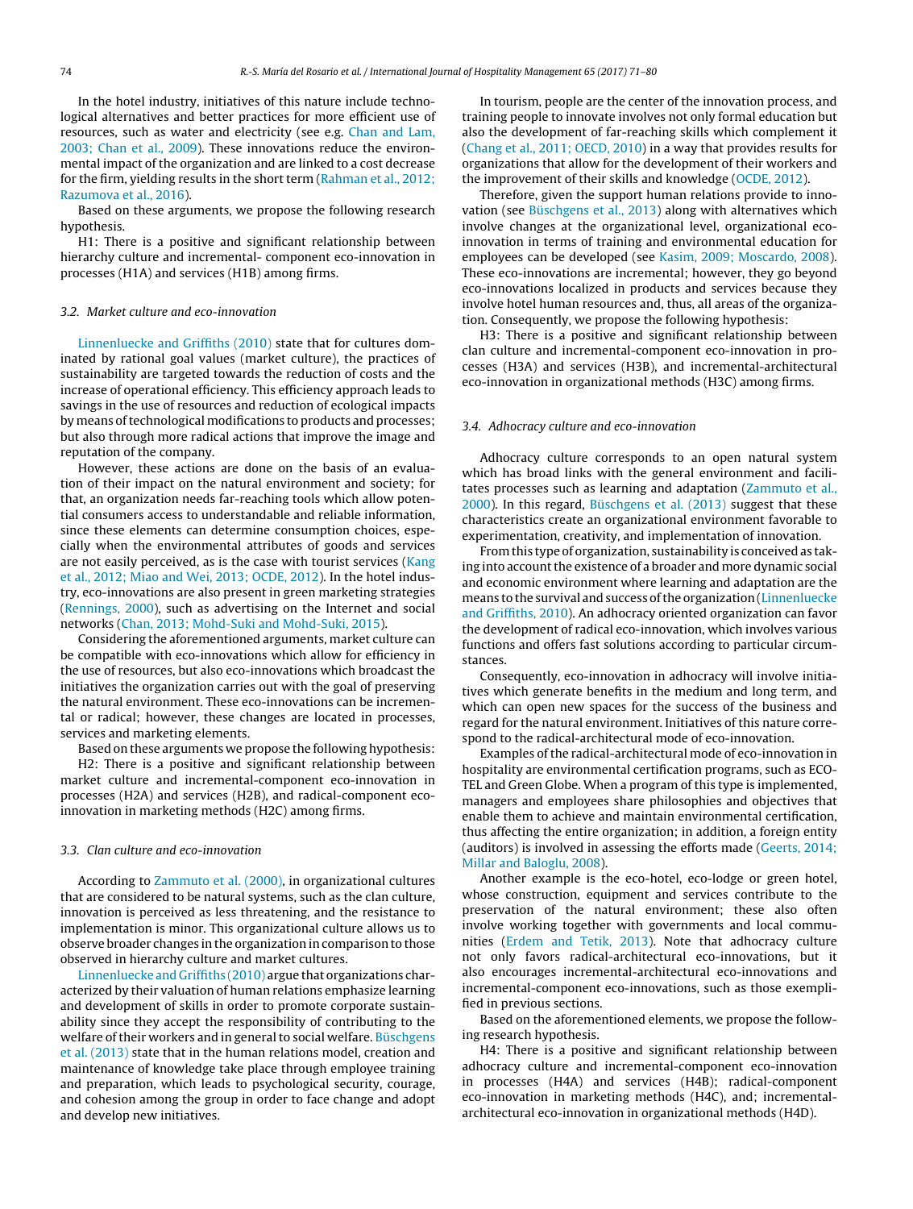In the hotel industry, initiatives of this nature include technological alternatives and better practices for more efficient use of resources, such as water and electricity (see e.g. Chan and Lam, 2003; Chan et al., 2009). These innovations reduce the environmental impact of the organization and are linked to a cost decrease for the firm, yielding results in the short term (Rahman et al., 2012; Razumova et al., 2016).

Based on these arguments, we propose the following research hypothesis.

H1: There is a positive and significant relationship between hierarchy culture and incremental- component eco-innovation in processes (H1A) and services (H1B) among firms.

### 3.2. Market culture and eco-innovation

Linnenluecke and Griffiths (2010) state that for cultures dominated by rational goal values (market culture), the practices of sustainability are targeted towards the reduction of costs and the increase of operational efficiency. This efficiency approach leads to savings in the use of resources and reduction of ecological impacts by means of technological modifications to products and processes; but also through more radical actions that improve the image and reputation of the company.

However, these actions are done on the basis of an evaluation of their impact on the natural environment and society; for that, an organization needs far-reaching tools which allow potential consumers access to understandable and reliable information, since these elements can determine consumption choices, especially when the environmental attributes of goods and services are not easily perceived, as is the case with tourist services (Kang et al., 2012; Miao and Wei, 2013; OCDE, 2012). In the hotel industry, eco-innovations are also present in green marketing strategies (Rennings, 2000), such as advertising on the Internet and social networks (Chan, 2013; Mohd-Suki and Mohd-Suki, 2015).

Considering the aforementioned arguments, market culture can be compatible with eco-innovations which allow for efficiency in the use of resources, but also eco-innovations which broadcast the initiatives the organization carries out with the goal of preserving the natural environment. These eco-innovations can be incremental or radical; however, these changes are located in processes, services and marketing elements.

Based on these arguments we propose the following hypothesis:

H2: There is a positive and significant relationship between market culture and incremental-component eco-innovation in processes (H2A) and services (H2B), and radical-component eco-innovation in marketing methods (H2C) among firms.

### 3.3. Clan culture and eco-innovation

According to Zammuto et al. (2000), in organizational cultures that are considered to be natural systems, such as the clan culture, innovation is perceived as less threatening, and the resistance to implementation is minor. This organizational culture allows us to observe broader changes in the organization in comparison to those observed in hierarchy culture and market cultures.

Linnenluecke and Griffiths (2010) argue that organizations characterized by their valuation of human relations emphasize learning and development of skills in order to promote corporate sustainability since they accept the responsibility of contributing to the welfare of their workers and in general to social welfare. Büschgens et al. (2013) state that in the human relations model, creation and maintenance of knowledge take place through employee training and preparation, which leads to psychological security, courage, and cohesion among the group in order to face change and adopt and develop new initiatives.

In tourism, people are the center of the innovation process, and training people to innovate involves not only formal education but also the development of far-reaching skills which complement it (Chang et al., 2011; OECD, 2010) in a way that provides results for organizations that allow for the development of their workers and the improvement of their skills and knowledge (OCDE, 2012).

Therefore, given the support human relations provide to innovation (see Büschgens et al., 2013) along with alternatives which involve changes at the organizational level, organizational eco-innovation in terms of training and environmental education for employees can be developed (see Kasim, 2009; Moscardo, 2008). These eco-innovations are incremental; however, they go beyond eco-innovations localized in products and services because they involve hotel human resources and, thus, all areas of the organization. Consequently, we propose the following hypothesis:

H3: There is a positive and significant relationship between clan culture and incremental-component eco-innovation in processes (H3A) and services (H3B), and incremental-architectural eco-innovation in organizational methods (H3C) among firms.

### 3.4. Adhocracy culture and eco-innovation

Adhocracy culture corresponds to an open natural system which has broad links with the general environment and facilitates processes such as learning and adaptation (Zammuto et al., 2000). In this regard, Büschgens et al. (2013) suggest that these characteristics create an organizational environment favorable to experimentation, creativity, and implementation of innovation.

From this type of organization, sustainability is conceived as taking into account the existence of a broader and more dynamic social and economic environment where learning and adaptation are the means to the survival and success of the organization (Linnenluecke and Griffiths, 2010). An adhocracy oriented organization can favor the development of radical eco-innovation, which involves various functions and offers fast solutions according to particular circumstances.

Consequently, eco-innovation in adhocracy will involve initiatives which generate benefits in the medium and long term, and which can open new spaces for the success of the business and regard for the natural environment. Initiatives of this nature correspond to the radical-architectural mode of eco-innovation.

Examples of the radical-architectural mode of eco-innovation in hospitality are environmental certification programs, such as ECOTEL and Green Globe. When a program of this type is implemented, managers and employees share philosophies and objectives that enable them to achieve and maintain environmental certification, thus affecting the entire organization; in addition, a foreign entity (auditors) is involved in assessing the efforts made (Geerts, 2014; Millar and Baloglu, 2008).

Another example is the eco-hotel, eco-lodge or green hotel, whose construction, equipment and services contribute to the preservation of the natural environment; these also often involve working together with governments and local communities (Erdem and Tetik, 2013). Note that adhocracy culture not only favors radical-architectural eco-innovations, but it also encourages incremental-architectural eco-innovations and incremental-component eco-innovations, such as those exemplified in previous sections.

Based on the aforementioned elements, we propose the following research hypothesis.

H4: There is a positive and significant relationship between adhocracy culture and incremental-component eco-innovation in processes (H4A) and services (H4B); radical-component eco-innovation in marketing methods (H4C), and; incremental-architectural eco-innovation in organizational methods (H4D).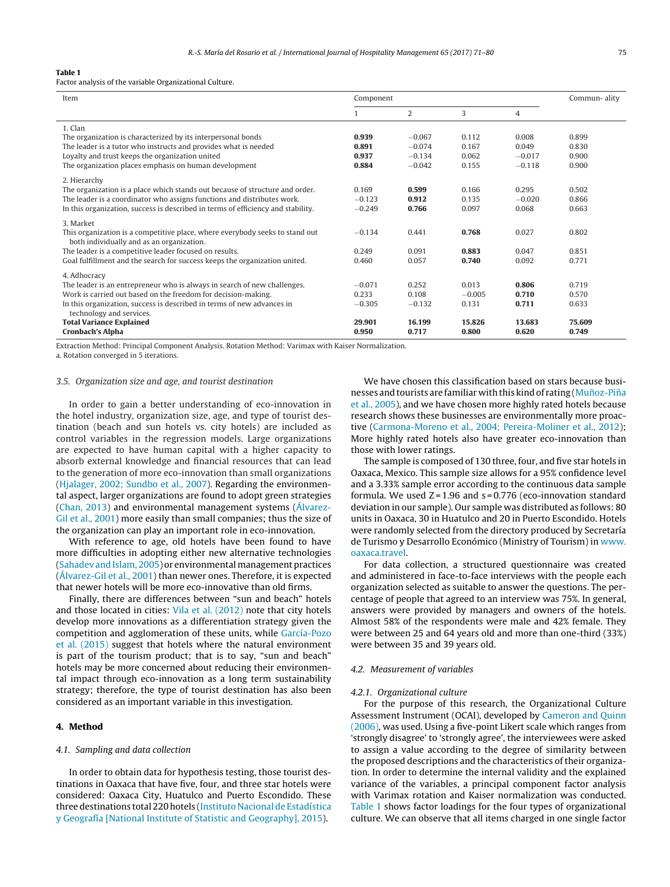**Table 1**
Factor analysis of the variable Organizational Culture.

| Item | Component | | | | Commun- ality |
|---|---|---|---|---|---|
| | 1 | 2 | 3 | 4 | |
| 1. Clan | | | | | |
| The organization is characterized by its interpersonal bonds | **0.939** | −0.067 | 0.112 | 0.008 | 0.899 |
| The leader is a tutor who instructs and provides what is needed | **0.891** | −0.074 | 0.167 | 0.049 | 0.830 |
| Loyalty and trust keeps the organization united | **0.937** | −0.134 | 0.062 | −0.017 | 0.900 |
| The organization places emphasis on human development | **0.884** | −0.042 | 0.155 | −0.118 | 0.900 |
| 2. Hierarchy | | | | | |
| The organization is a place which stands out because of structure and order. | 0.169 | **0.599** | 0.166 | 0.295 | 0.502 |
| The leader is a coordinator who assigns functions and distributes work. | −0.123 | **0.912** | 0.135 | −0.020 | 0.866 |
| In this organization, success is described in terms of efficiency and stability. | −0.249 | **0.766** | 0.097 | 0.068 | 0.663 |
| 3. Market | | | | | |
| This organization is a competitive place, where everybody seeks to stand out both individually and as an organization. | −0.134 | 0.441 | **0.768** | 0.027 | 0.802 |
| The leader is a competitive leader focused on results. | 0.249 | 0.091 | **0.883** | 0.047 | 0.851 |
| Goal fulfillment and the search for success keeps the organization united. | 0.460 | 0.057 | **0.740** | 0.092 | 0.771 |
| 4. Adhocracy | | | | | |
| The leader is an entrepreneur who is always in search of new challenges. | −0.071 | 0.252 | 0.013 | **0.806** | 0.719 |
| Work is carried out based on the freedom for decision-making. | 0.233 | 0.108 | −0.005 | **0.710** | 0.570 |
| In this organization, success is described in terms of new advances in technology and services. | −0.305 | −0.132 | 0.131 | **0.711** | 0.633 |
| **Total Variance Explained** | **29.901** | **16.199** | **15.826** | **13.683** | **75.609** |
| **Cronbach's Alpha** | **0.950** | **0.717** | **0.800** | **0.620** | **0.749** |

Extraction Method: Principal Component Analysis. Rotation Method: Varimax with Kaiser Normalization.
a. Rotation converged in 5 iterations.

### 3.5. Organization size and age, and tourist destination

In order to gain a better understanding of eco-innovation in the hotel industry, organization size, age, and type of tourist destination (beach and sun hotels vs. city hotels) are included as control variables in the regression models. Large organizations are expected to have human capital with a higher capacity to absorb external knowledge and financial resources that can lead to the generation of more eco-innovation than small organizations (Hjalager, 2002; Sundbo et al., 2007). Regarding the environmental aspect, larger organizations are found to adopt green strategies (Chan, 2013) and environmental management systems (Álvarez-Gil et al., 2001) more easily than small companies; thus the size of the organization can play an important role in eco-innovation.

With reference to age, old hotels have been found to have more difficulties in adopting either new alternative technologies (Sahadev and Islam, 2005) or environmental management practices (Álvarez-Gil et al., 2001) than newer ones. Therefore, it is expected that newer hotels will be more eco-innovative than old firms.

Finally, there are differences between "sun and beach" hotels and those located in cities: Vila et al. (2012) note that city hotels develop more innovations as a differentiation strategy given the competition and agglomeration of these units, while García-Pozo et al. (2015) suggest that hotels where the natural environment is part of the tourism product; that is to say, "sun and beach" hotels may be more concerned about reducing their environmental impact through eco-innovation as a long term sustainability strategy; therefore, the type of tourist destination has also been considered as an important variable in this investigation.

## 4. Method

### 4.1. Sampling and data collection

In order to obtain data for hypothesis testing, those tourist destinations in Oaxaca that have five, four, and three star hotels were considered: Oaxaca City, Huatulco and Puerto Escondido. These three destinations total 220 hotels (Instituto Nacional de Estadística y Geografía [National Institute of Statistic and Geography], 2015).

We have chosen this classification based on stars because businesses and tourists are familiar with this kind of rating (Muñoz-Piña et al., 2005), and we have chosen more highly rated hotels because research shows these businesses are environmentally more proactive (Carmona-Moreno et al., 2004; Pereira-Moliner et al., 2012); More highly rated hotels also have greater eco-innovation than those with lower ratings.

The sample is composed of 130 three, four, and five star hotels in Oaxaca, Mexico. This sample size allows for a 95% confidence level and a 3.33% sample error according to the continuous data sample formula. We used $Z = 1.96$ and $s = 0.776$ (eco-innovation standard deviation in our sample). Our sample was distributed as follows: 80 units in Oaxaca, 30 in Huatulco and 20 in Puerto Escondido. Hotels were randomly selected from the directory produced by Secretaría de Turismo y Desarrollo Económico (Ministry of Tourism) in www.oaxaca.travel.

For data collection, a structured questionnaire was created and administered in face-to-face interviews with the people each organization selected as suitable to answer the questions. The percentage of people that agreed to an interview was 75%. In general, answers were provided by managers and owners of the hotels. Almost 58% of the respondents were male and 42% female. They were between 25 and 64 years old and more than one-third (33%) were between 35 and 39 years old.

### 4.2. Measurement of variables

#### 4.2.1. Organizational culture

For the purpose of this research, the Organizational Culture Assessment Instrument (OCAI), developed by Cameron and Quinn (2006), was used. Using a five-point Likert scale which ranges from 'strongly disagree' to 'strongly agree', the interviewees were asked to assign a value according to the degree of similarity between the proposed descriptions and the characteristics of their organization. In order to determine the internal validity and the explained variance of the variables, a principal component factor analysis with Varimax rotation and Kaiser normalization was conducted. Table 1 shows factor loadings for the four types of organizational culture. We can observe that all items charged in one single factor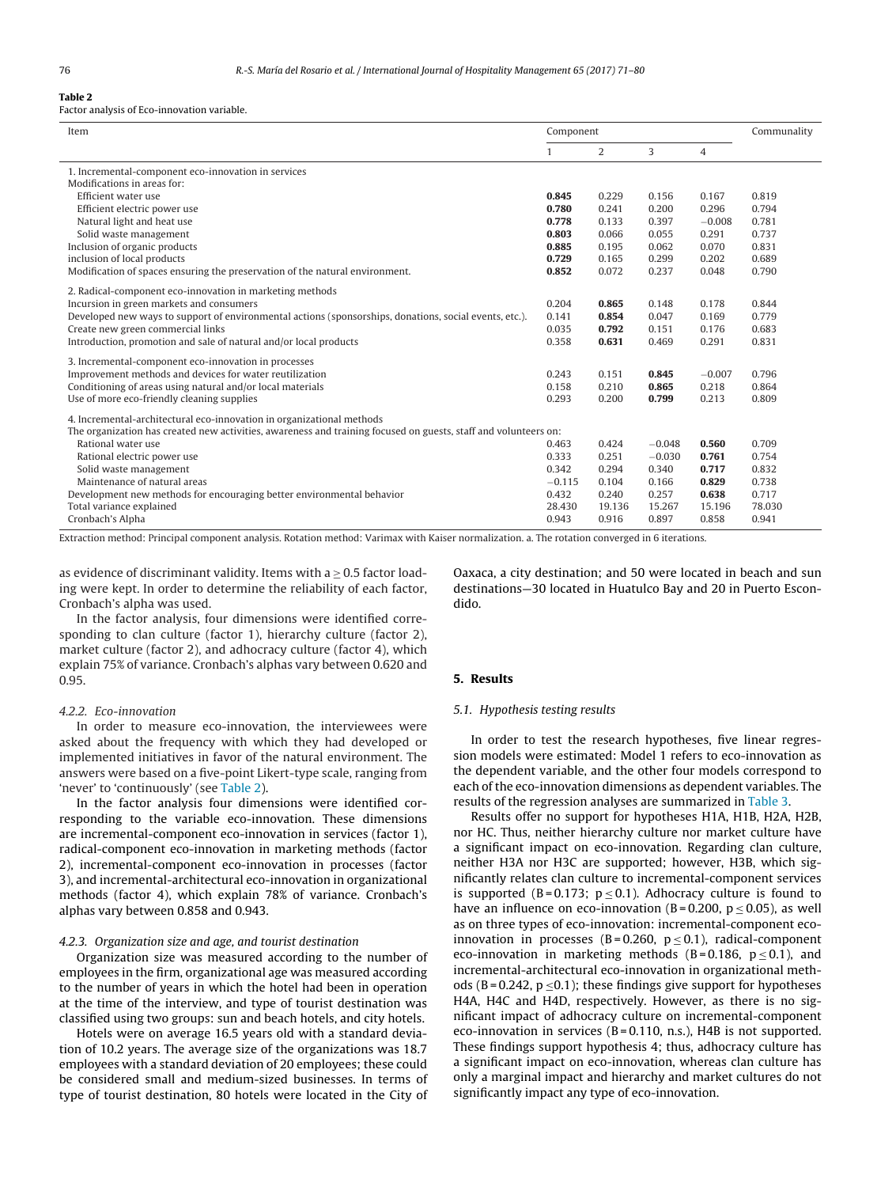**Table 2**
Factor analysis of Eco-innovation variable.

| Item | Component | | | | Communality |
|---|---|---|---|---|---|
| | 1 | 2 | 3 | 4 | |
| 1. Incremental-component eco-innovation in services | | | | | |
| Modifications in areas for: | | | | | |
| Efficient water use | **0.845** | 0.229 | 0.156 | 0.167 | 0.819 |
| Efficient electric power use | **0.780** | 0.241 | 0.200 | 0.296 | 0.794 |
| Natural light and heat use | **0.778** | 0.133 | 0.397 | −0.008 | 0.781 |
| Solid waste management | **0.803** | 0.066 | 0.055 | 0.291 | 0.737 |
| Inclusion of organic products | **0.885** | 0.195 | 0.062 | 0.070 | 0.831 |
| inclusion of local products | **0.729** | 0.165 | 0.299 | 0.202 | 0.689 |
| Modification of spaces ensuring the preservation of the natural environment. | **0.852** | 0.072 | 0.237 | 0.048 | 0.790 |
| 2. Radical-component eco-innovation in marketing methods | | | | | |
| Incursion in green markets and consumers | 0.204 | **0.865** | 0.148 | 0.178 | 0.844 |
| Developed new ways to support of environmental actions (sponsorships, donations, social events, etc.). | 0.141 | **0.854** | 0.047 | 0.169 | 0.779 |
| Create new green commercial links | 0.035 | **0.792** | 0.151 | 0.176 | 0.683 |
| Introduction, promotion and sale of natural and/or local products | 0.358 | **0.631** | 0.469 | 0.291 | 0.831 |
| 3. Incremental-component eco-innovation in processes | | | | | |
| Improvement methods and devices for water reutilization | 0.243 | 0.151 | **0.845** | −0.007 | 0.796 |
| Conditioning of areas using natural and/or local materials | 0.158 | 0.210 | **0.865** | 0.218 | 0.864 |
| Use of more eco-friendly cleaning supplies | 0.293 | 0.200 | **0.799** | 0.213 | 0.809 |
| 4. Incremental-architectural eco-innovation in organizational methods | | | | | |
| The organization has created new activities, awareness and training focused on guests, staff and volunteers on: | | | | | |
| Rational water use | 0.463 | 0.424 | −0.048 | **0.560** | 0.709 |
| Rational electric power use | 0.333 | 0.251 | −0.030 | **0.761** | 0.754 |
| Solid waste management | 0.342 | 0.294 | 0.340 | **0.717** | 0.832 |
| Maintenance of natural areas | −0.115 | 0.104 | 0.166 | **0.829** | 0.738 |
| Development new methods for encouraging better environmental behavior | 0.432 | 0.240 | 0.257 | **0.638** | 0.717 |
| Total variance explained | 28.430 | 19.136 | 15.267 | 15.196 | 78.030 |
| Cronbach's Alpha | 0.943 | 0.916 | 0.897 | 0.858 | 0.941 |

Extraction method: Principal component analysis. Rotation method: Varimax with Kaiser normalization. a. The rotation converged in 6 iterations.

as evidence of discriminant validity. Items with a $\geq 0.5$ factor loading were kept. In order to determine the reliability of each factor, Cronbach's alpha was used.

In the factor analysis, four dimensions were identified corresponding to clan culture (factor 1), hierarchy culture (factor 2), market culture (factor 2), and adhocracy culture (factor 4), which explain 75% of variance. Cronbach's alphas vary between 0.620 and 0.95.

#### 4.2.2. Eco-innovation

In order to measure eco-innovation, the interviewees were asked about the frequency with which they had developed or implemented initiatives in favor of the natural environment. The answers were based on a five-point Likert-type scale, ranging from 'never' to 'continuously' (see Table 2).

In the factor analysis four dimensions were identified corresponding to the variable eco-innovation. These dimensions are incremental-component eco-innovation in services (factor 1), radical-component eco-innovation in marketing methods (factor 2), incremental-component eco-innovation in processes (factor 3), and incremental-architectural eco-innovation in organizational methods (factor 4), which explain 78% of variance. Cronbach's alphas vary between 0.858 and 0.943.

#### 4.2.3. Organization size and age, and tourist destination

Organization size was measured according to the number of employees in the firm, organizational age was measured according to the number of years in which the hotel had been in operation at the time of the interview, and type of tourist destination was classified using two groups: sun and beach hotels, and city hotels.

Hotels were on average 16.5 years old with a standard deviation of 10.2 years. The average size of the organizations was 18.7 employees with a standard deviation of 20 employees; these could be considered small and medium-sized businesses. In terms of type of tourist destination, 80 hotels were located in the City of Oaxaca, a city destination; and 50 were located in beach and sun destinations—30 located in Huatulco Bay and 20 in Puerto Escondido.

## 5. Results

### 5.1. Hypothesis testing results

In order to test the research hypotheses, five linear regression models were estimated: Model 1 refers to eco-innovation as the dependent variable, and the other four models correspond to each of the eco-innovation dimensions as dependent variables. The results of the regression analyses are summarized in Table 3.

Results offer no support for hypotheses H1A, H1B, H2A, H2B, nor HC. Thus, neither hierarchy culture nor market culture have a significant impact on eco-innovation. Regarding clan culture, neither H3A nor H3C are supported; however, H3B, which significantly relates clan culture to incremental-component services is supported ($B = 0.173$; $p \leq 0.1$). Adhocracy culture is found to have an influence on eco-innovation ($B = 0.200$, $p \leq 0.05$), as well as on three types of eco-innovation: incremental-component eco-innovation in processes ($B = 0.260$, $p \leq 0.1$), radical-component eco-innovation in marketing methods ($B = 0.186$, $p \leq 0.1$), and incremental-architectural eco-innovation in organizational methods ($B = 0.242$, $p \leq 0.1$); these findings give support for hypotheses H4A, H4C and H4D, respectively. However, as there is no significant impact of adhocracy culture on incremental-component eco-innovation in services ($B = 0.110$, n.s.), H4B is not supported. These findings support hypothesis 4; thus, adhocracy culture has a significant impact on eco-innovation, whereas clan culture has only a marginal impact and hierarchy and market cultures do not significantly impact any type of eco-innovation.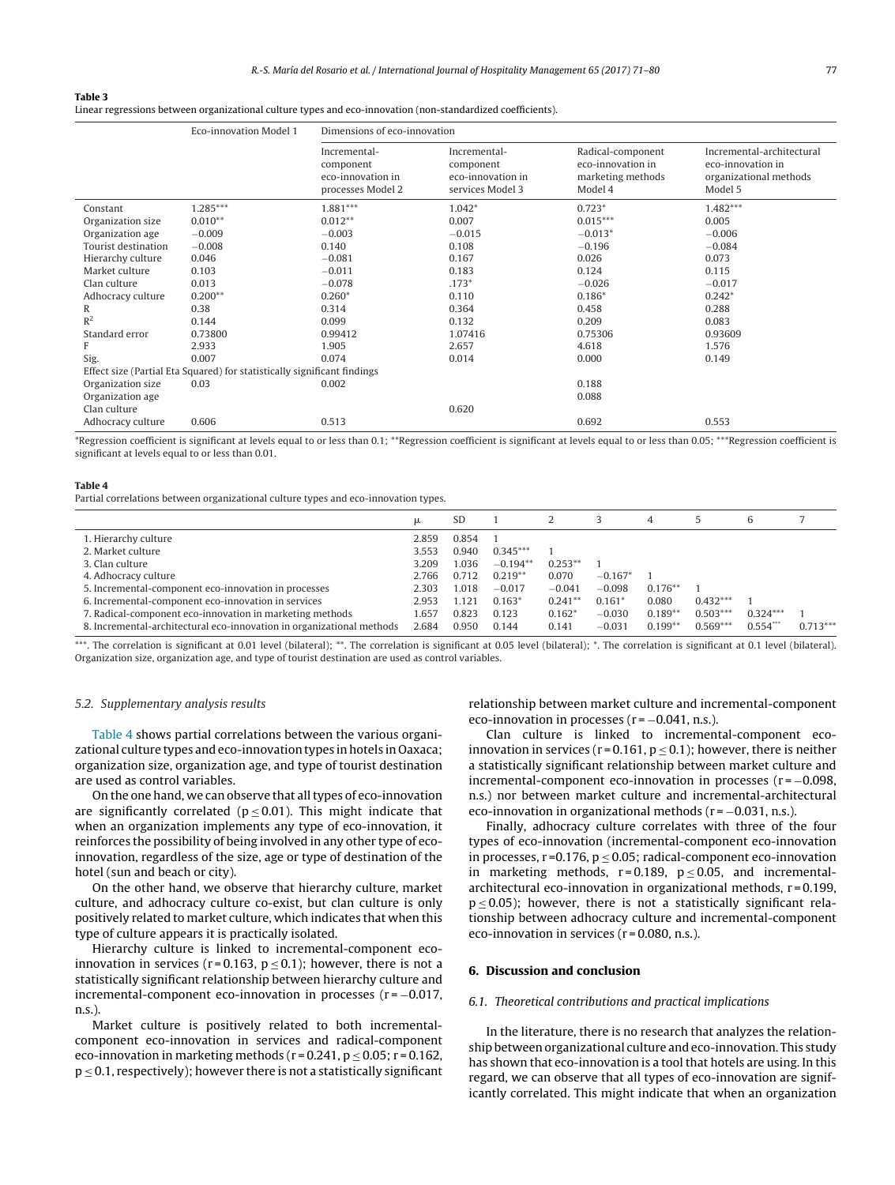**Table 3**
Linear regressions between organizational culture types and eco-innovation (non-standardized coefficients).

| | Eco-innovation Model 1 | Dimensions of eco-innovation | | | |
|---|---|---|---|---|---|
| | | Incremental-component eco-innovation in processes Model 2 | Incremental-component eco-innovation in services Model 3 | Radical-component eco-innovation in marketing methods Model 4 | Incremental-architectural eco-innovation in organizational methods Model 5 |
| Constant | 1.285*** | 1.881*** | 1.042* | 0.723* | 1.482*** |
| Organization size | 0.010** | 0.012** | 0.007 | 0.015*** | 0.005 |
| Organization age | −0.009 | −0.003 | −0.015 | −0.013* | −0.006 |
| Tourist destination | −0.008 | 0.140 | 0.108 | −0.196 | −0.084 |
| Hierarchy culture | 0.046 | −0.081 | 0.167 | 0.026 | 0.073 |
| Market culture | 0.103 | −0.011 | 0.183 | 0.124 | 0.115 |
| Clan culture | 0.013 | −0.078 | .173* | −0.026 | −0.017 |
| Adhocracy culture | 0.200** | 0.260* | 0.110 | 0.186* | 0.242* |
| R | 0.38 | 0.314 | 0.364 | 0.458 | 0.288 |
| $R^2$ | 0.144 | 0.099 | 0.132 | 0.209 | 0.083 |
| Standard error | 0.73800 | 0.99412 | 1.07416 | 0.75306 | 0.93609 |
| F | 2.933 | 1.905 | 2.657 | 4.618 | 1.576 |
| Sig. | 0.007 | 0.074 | 0.014 | 0.000 | 0.149 |
| Effect size (Partial Eta Squared) for statistically significant findings | | | | | |
| Organization size | 0.03 | 0.002 | | 0.188 | |
| Organization age | | | | 0.088 | |
| Clan culture | | | 0.620 | | |
| Adhocracy culture | 0.606 | 0.513 | | 0.692 | 0.553 |

*Regression coefficient is significant at levels equal to or less than 0.1; **Regression coefficient is significant at levels equal to or less than 0.05; ***Regression coefficient is significant at levels equal to or less than 0.01.

**Table 4**
Partial correlations between organizational culture types and eco-innovation types.

| | μ | SD | 1 | 2 | 3 | 4 | 5 | 6 | 7 |
|---|---|---|---|---|---|---|---|---|---|
| 1. Hierarchy culture | 2.859 | 0.854 | 1 | | | | | | |
| 2. Market culture | 3.553 | 0.940 | 0.345*** | 1 | | | | | |
| 3. Clan culture | 3.209 | 1.036 | −0.194** | 0.253** | 1 | | | | |
| 4. Adhocracy culture | 2.766 | 0.712 | 0.219** | 0.070 | −0.167* | 1 | | | |
| 5. Incremental-component eco-innovation in processes | 2.303 | 1.018 | −0.017 | −0.041 | −0.098 | 0.176** | 1 | | |
| 6. Incremental-component eco-innovation in services | 2.953 | 1.121 | 0.163* | 0.241** | 0.161* | 0.080 | 0.432*** | 1 | |
| 7. Radical-component eco-innovation in marketing methods | 1.657 | 0.823 | 0.123 | 0.162* | −0.030 | 0.189** | 0.503*** | 0.324*** | 1 |
| 8. Incremental-architectural eco-innovation in organizational methods | 2.684 | 0.950 | 0.144 | 0.141 | −0.031 | 0.199** | 0.569*** | 0.554*** | 0.713*** |

***. The correlation is significant at 0.01 level (bilateral); **. The correlation is significant at 0.05 level (bilateral); *. The correlation is significant at 0.1 level (bilateral). Organization size, organization age, and type of tourist destination are used as control variables.

### 5.2. Supplementary analysis results

Table 4 shows partial correlations between the various organizational culture types and eco-innovation types in hotels in Oaxaca; organization size, organization age, and type of tourist destination are used as control variables.

On the one hand, we can observe that all types of eco-innovation are significantly correlated ($p \leq 0.01$). This might indicate that when an organization implements any type of eco-innovation, it reinforces the possibility of being involved in any other type of eco-innovation, regardless of the size, age or type of destination of the hotel (sun and beach or city).

On the other hand, we observe that hierarchy culture, market culture, and adhocracy culture co-exist, but clan culture is only positively related to market culture, which indicates that when this type of culture appears it is practically isolated.

Hierarchy culture is linked to incremental-component eco-innovation in services ($r = 0.163$, $p \leq 0.1$); however, there is not a statistically significant relationship between hierarchy culture and incremental-component eco-innovation in processes ($r = -0.017$, n.s.).

Market culture is positively related to both incremental-component eco-innovation in services and radical-component eco-innovation in marketing methods ($r = 0.241$, $p \leq 0.05$; $r = 0.162$, $p \leq 0.1$, respectively); however there is not a statistically significant relationship between market culture and incremental-component eco-innovation in processes ($r = -0.041$, n.s.).

Clan culture is linked to incremental-component eco-innovation in services ($r = 0.161$, $p \leq 0.1$); however, there is neither a statistically significant relationship between market culture and incremental-component eco-innovation in processes ($r = -0.098$, n.s.) nor between market culture and incremental-architectural eco-innovation in organizational methods ($r = -0.031$, n.s.).

Finally, adhocracy culture correlates with three of the four types of eco-innovation (incremental-component eco-innovation in processes, $r = 0.176$, $p \leq 0.05$; radical-component eco-innovation in marketing methods, $r = 0.189$, $p \leq 0.05$, and incremental-architectural eco-innovation in organizational methods, $r = 0.199$, $p \leq 0.05$); however, there is not a statistically significant relationship between adhocracy culture and incremental-component eco-innovation in services ($r = 0.080$, n.s.).

## 6. Discussion and conclusion

### 6.1. Theoretical contributions and practical implications

In the literature, there is no research that analyzes the relationship between organizational culture and eco-innovation. This study has shown that eco-innovation is a tool that hotels are using. In this regard, we can observe that all types of eco-innovation are significantly correlated. This might indicate that when an organization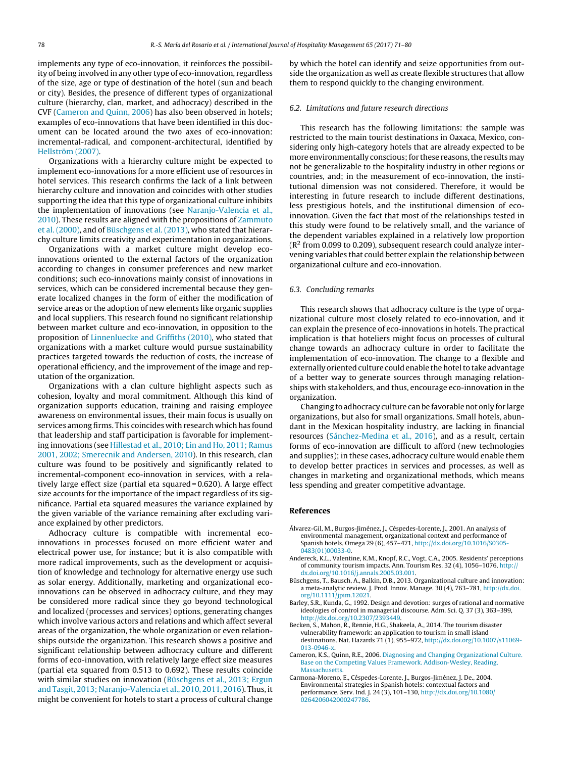implements any type of eco-innovation, it reinforces the possibility of being involved in any other type of eco-innovation, regardless of the size, age or type of destination of the hotel (sun and beach or city). Besides, the presence of different types of organizational culture (hierarchy, clan, market, and adhocracy) described in the CVF (Cameron and Quinn, 2006) has also been observed in hotels; examples of eco-innovations that have been identified in this document can be located around the two axes of eco-innovation: incremental-radical, and component-architectural, identified by Hellström (2007).

Organizations with a hierarchy culture might be expected to implement eco-innovations for a more efficient use of resources in hotel services. This research confirms the lack of a link between hierarchy culture and innovation and coincides with other studies supporting the idea that this type of organizational culture inhibits the implementation of innovations (see Naranjo-Valencia et al., 2010). These results are aligned with the propositions of Zammuto et al. (2000), and of Büschgens et al. (2013), who stated that hierarchy culture limits creativity and experimentation in organizations.

Organizations with a market culture might develop eco-innovations oriented to the external factors of the organization according to changes in consumer preferences and new market conditions; such eco-innovations mainly consist of innovations in services, which can be considered incremental because they generate localized changes in the form of either the modification of service areas or the adoption of new elements like organic supplies and local suppliers. This research found no significant relationship between market culture and eco-innovation, in opposition to the proposition of Linnenluecke and Griffiths (2010), who stated that organizations with a market culture would pursue sustainability practices targeted towards the reduction of costs, the increase of operational efficiency, and the improvement of the image and reputation of the organization.

Organizations with a clan culture highlight aspects such as cohesion, loyalty and moral commitment. Although this kind of organization supports education, training and raising employee awareness on environmental issues, their main focus is usually on services among firms. This coincides with research which has found that leadership and staff participation is favorable for implementing innovations (see Hillestad et al., 2010; Lin and Ho, 2011; Ramus 2001, 2002; Smerecnik and Andersen, 2010). In this research, clan culture was found to be positively and significantly related to incremental-component eco-innovation in services, with a relatively large effect size (partial eta squared = 0.620). A large effect size accounts for the importance of the impact regardless of its significance. Partial eta squared measures the variance explained by the given variable of the variance remaining after excluding variance explained by other predictors.

Adhocracy culture is compatible with incremental eco-innovations in processes focused on more efficient water and electrical power use, for instance; but it is also compatible with more radical improvements, such as the development or acquisition of knowledge and technology for alternative energy use such as solar energy. Additionally, marketing and organizational eco-innovations can be observed in adhocracy culture, and they may be considered more radical since they go beyond technological and localized (processes and services) options, generating changes which involve various actors and relations and which affect several areas of the organization, the whole organization or even relationships outside the organization. This research shows a positive and significant relationship between adhocracy culture and different forms of eco-innovation, with relatively large effect size measures (partial eta squared from 0.513 to 0.692). These results coincide with similar studies on innovation (Büschgens et al., 2013; Ergun and Tasgit, 2013; Naranjo-Valencia et al., 2010, 2011, 2016). Thus, it might be convenient for hotels to start a process of cultural change by which the hotel can identify and seize opportunities from outside the organization as well as create flexible structures that allow them to respond quickly to the changing environment.

### 6.2. Limitations and future research directions

This research has the following limitations: the sample was restricted to the main tourist destinations in Oaxaca, Mexico, considering only high-category hotels that are already expected to be more environmentally conscious; for these reasons, the results may not be generalizable to the hospitality industry in other regions or countries, and; in the measurement of eco-innovation, the institutional dimension was not considered. Therefore, it would be interesting in future research to include different destinations, less prestigious hotels, and the institutional dimension of eco-innovation. Given the fact that most of the relationships tested in this study were found to be relatively small, and the variance of the dependent variables explained in a relatively low proportion ($R^2$ from 0.099 to 0.209), subsequent research could analyze intervening variables that could better explain the relationship between organizational culture and eco-innovation.

### 6.3. Concluding remarks

This research shows that adhocracy culture is the type of organizational culture most closely related to eco-innovation, and it can explain the presence of eco-innovations in hotels. The practical implication is that hoteliers might focus on processes of cultural change towards an adhocracy culture in order to facilitate the implementation of eco-innovation. The change to a flexible and externally oriented culture could enable the hotel to take advantage of a better way to generate sources through managing relationships with stakeholders, and thus, encourage eco-innovation in the organization.

Changing to adhocracy culture can be favorable not only for large organizations, but also for small organizations. Small hotels, abundant in the Mexican hospitality industry, are lacking in financial resources (Sánchez-Medina et al., 2016), and as a result, certain forms of eco-innovation are difficult to afford (new technologies and supplies); in these cases, adhocracy culture would enable them to develop better practices in services and processes, as well as changes in marketing and organizational methods, which means less spending and greater competitive advantage.

## References

Álvarez-Gil, M., Burgos-Jiménez, J., Céspedes-Lorente, J., 2001. An analysis of environmental management, organizational context and performance of Spanish hotels. Omega 29 (6), 457–471, http://dx.doi.org/10.1016/S0305-0483(01)00033-0.

Andereck, K.L., Valentine, K.M., Knopf, R.C., Vogt, C.A., 2005. Residents' perceptions of community tourism impacts. Ann. Tourism Res. 32 (4), 1056–1076, http://dx.doi.org/10.1016/j.annals.2005.03.001.

Büschgens, T., Bausch, A., Balkin, D.B., 2013. Organizational culture and innovation: a meta-analytic review. J. Prod. Innov. Manage. 30 (4), 763–781, http://dx.doi.org/10.1111/jpim.12021.

Barley, S.R., Kunda, G., 1992. Design and devotion: surges of rational and normative ideologies of control in managerial discourse. Adm. Sci. Q. 37 (3), 363–399, http://dx.doi.org/10.2307/2393449.

Becken, S., Mahon, R., Rennie, H.G., Shakeela, A., 2014. The tourism disaster vulnerability framework: an application to tourism in small island destinations. Nat. Hazards 71 (1), 955–972, http://dx.doi.org/10.1007/s11069-013-0946-x.

Cameron, K.S., Quinn, R.E., 2006. Diagnosing and Changing Organizational Culture. Base on the Competing Values Framework. Addison-Wesley, Reading, Massachusetts.

Carmona-Moreno, E., Céspedes-Lorente, J., Burgos-Jiménez, J. De., 2004. Environmental strategies in Spanish hotels: contextual factors and performance. Serv. Ind. J. 24 (3), 101–130, http://dx.doi.org/10.1080/0264206042000247786.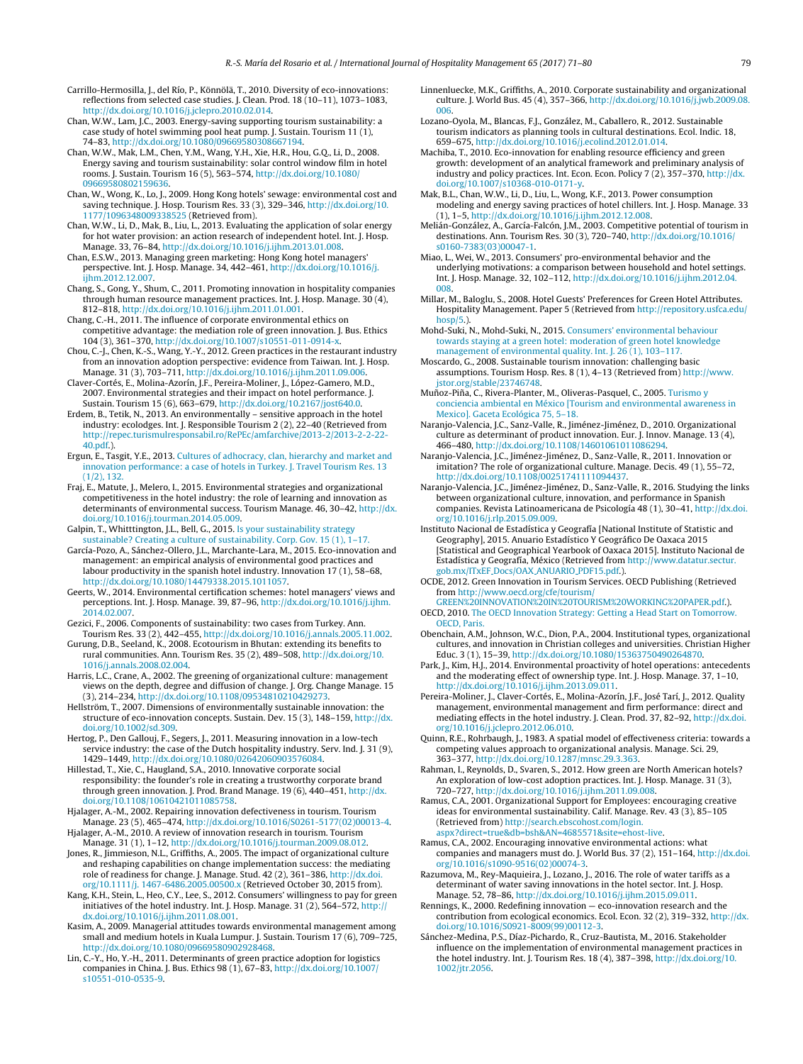Carrillo-Hermosilla, J., del Río, P., Könnölä, T., 2010. Diversity of eco-innovations: reflections from selected case studies. J. Clean. Prod. 18 (10–11), 1073–1083, http://dx.doi.org/10.1016/j.jclepro.2010.02.014.

Chan, W.W., Lam, J.C., 2003. Energy-saving supporting tourism sustainability: a case study of hotel swimming pool heat pump. J. Sustain. Tourism 11 (1), 74–83, http://dx.doi.org/10.1080/09669580308667194.

Chan, W.W., Mak, L.M., Chen, Y.M., Wang, Y.H., Xie, H.R., Hou, G.Q., Li, D., 2008. Energy saving and tourism sustainability: solar control window film in hotel rooms. J. Sustain. Tourism 16 (5), 563–574, http://dx.doi.org/10.1080/09669580802159636.

Chan, W.W., Wong, K., Lo, J., 2009. Hong Kong hotels' sewage: environmental cost and saving technique. J. Hosp. Tourism Res. 33 (3), 329–346, http://dx.doi.org/10.1177/1096348009338525 (Retrieved from).

Chan, W.W., Li, D., Mak, B., Liu, L., 2013. Evaluating the application of solar energy for hot water provision: an action research of independent hotel. Int. J. Hosp. Manage. 33, 76–84, http://dx.doi.org/10.1016/j.ijhm.2013.01.008.

Chan, E.S.W., 2013. Managing green marketing: Hong Kong hotel managers' perspective. Int. J. Hosp. Manage. 34, 442–461, http://dx.doi.org/10.1016/j.ijhm.2012.12.007.

Chang, S., Gong, Y., Shum, C., 2011. Promoting innovation in hospitality companies through human resource management practices. Int. J. Hosp. Manage. 30 (4), 812–818, http://dx.doi.org/10.1016/j.ijhm.2011.01.001.

Chang, C.-H., 2011. The influence of corporate environmental ethics on competitive advantage: the mediation role of green innovation. J. Bus. Ethics 104 (3), 361–370, http://dx.doi.org/10.1007/s10551-011-0914-x.

Chou, C.-J., Chen, K.-S., Wang, Y.-Y., 2012. Green practices in the restaurant industry from an innovation adoption perspective: evidence from Taiwan. Int. J. Hosp. Manage. 31 (3), 703–711, http://dx.doi.org/10.1016/j.ijhm.2011.09.006.

Claver-Cortés, E., Molina-Azorín, J.F., Pereira-Moliner, J., López-Gamero, M.D., 2007. Environmental strategies and their impact on hotel performance. J. Sustain. Tourism 15 (6), 663–679, http://dx.doi.org/10.2167/jost640.0.

Erdem, B., Tetik, N., 2013. An environmentally – sensitive approach in the hotel industry: ecolodges. Int. J. Responsible Tourism 2 (2), 22–40 (Retrieved from http://repec.turismulresponsabil.ro/RePEc/amfarchive/2013-2/2013-2-2-22-40.pdf.).

Ergun, E., Tasgit, Y.E., 2013. Cultures of adhocracy, clan, hierarchy and market and innovation performance: a case of hotels in Turkey. J. Travel Tourism Res. 13 (1/2), 132.

Fraj, E., Matute, J., Melero, I., 2015. Environmental strategies and organizational competitiveness in the hotel industry: the role of learning and innovation as determinants of environmental success. Tourism Manage. 46, 30–42, http://dx.doi.org/10.1016/j.tourman.2014.05.009.

Galpin, T., Whitttington, J.L., Bell, G., 2015. Is your sustainability strategy sustainable? Creating a culture of sustainability. Corp. Gov. 15 (1), 1–17.

García-Pozo, A., Sánchez-Ollero, J.L., Marchante-Lara, M., 2015. Eco-innovation and management: an empirical analysis of environmental good practices and labour productivity in the spanish hotel industry. Innovation 17 (1), 58–68, http://dx.doi.org/10.1080/14479338.2015.1011057.

Geerts, W., 2014. Environmental certification schemes: hotel managers' views and perceptions. Int. J. Hosp. Manage. 39, 87–96, http://dx.doi.org/10.1016/j.ijhm.2014.02.007.

Gezici, F., 2006. Components of sustainability: two cases from Turkey. Ann. Tourism Res. 33 (2), 442–455, http://dx.doi.org/10.1016/j.annals.2005.11.002.

Gurung, D.B., Seeland, K., 2008. Ecotourism in Bhutan: extending its benefits to rural communities. Ann. Tourism Res. 35 (2), 489–508, http://dx.doi.org/10.1016/j.annals.2008.02.004.

Harris, L.C., Crane, A., 2002. The greening of organizational culture: management views on the depth, degree and diffusion of change. J. Org. Change Manage. 15 (3), 214–234, http://dx.doi.org/10.1108/09534810210429273.

Hellström, T., 2007. Dimensions of environmentally sustainable innovation: the structure of eco-innovation concepts. Sustain. Dev. 15 (3), 148–159, http://dx.doi.org/10.1002/sd.309.

Hertog, P., Den Gallouj, F., Segers, J., 2011. Measuring innovation in a low-tech service industry: the case of the Dutch hospitality industry. Serv. Ind. J. 31 (9), 1429–1449, http://dx.doi.org/10.1080/02642060903576084.

Hillestad, T., Xie, C., Haugland, S.A., 2010. Innovative corporate social responsibility: the founder's role in creating a trustworthy corporate brand through green innovation. J. Prod. Brand Manage. 19 (6), 440–451, http://dx.doi.org/10.1108/10610421011085758.

Hjalager, A.-M., 2002. Repairing innovation defectiveness in tourism. Tourism Manage. 23 (5), 465–474, http://dx.doi.org/10.1016/S0261-5177(02)00013-4.

Hjalager, A.-M., 2010. A review of innovation research in tourism. Tourism Manage. 31 (1), 1–12, http://dx.doi.org/10.1016/j.tourman.2009.08.012.

Jones, R., Jimmieson, N.L., Griffiths, A., 2005. The impact of organizational culture and reshaping capabilities on change implementation success: the mediating role of readiness for change. J. Manage. Stud. 42 (2), 361–386, http://dx.doi.org/10.1111/j. 1467-6486.2005.00500.x (Retrieved October 30, 2015 from).

Kang, K.H., Stein, L., Heo, C.Y., Lee, S., 2012. Consumers' willingness to pay for green initiatives of the hotel industry. Int. J. Hosp. Manage. 31 (2), 564–572, http://dx.doi.org/10.1016/j.ijhm.2011.08.001.

Kasim, A., 2009. Managerial attitudes towards environmental management among small and medium hotels in Kuala Lumpur. J. Sustain. Tourism 17 (6), 709–725, http://dx.doi.org/10.1080/09669580902928468.

Lin, C.-Y., Ho, Y.-H., 2011. Determinants of green practice adoption for logistics companies in China. J. Bus. Ethics 98 (1), 67–83, http://dx.doi.org/10.1007/s10551-010-0535-9.

Linnenluecke, M.K., Griffiths, A., 2010. Corporate sustainability and organizational culture. J. World Bus. 45 (4), 357–366, http://dx.doi.org/10.1016/j.jwb.2009.08.006.

Lozano-Oyola, M., Blancas, F.J., González, M., Caballero, R., 2012. Sustainable tourism indicators as planning tools in cultural destinations. Ecol. Indic. 18, 659–675, http://dx.doi.org/10.1016/j.ecolind.2012.01.014.

Machiba, T., 2010. Eco-innovation for enabling resource efficiency and green growth: development of an analytical framework and preliminary analysis of industry and policy practices. Int. Econ. Econ. Policy 7 (2), 357–370, http://dx.doi.org/10.1007/s10368-010-0171-y.

Mak, B.L., Chan, W.W., Li, D., Liu, L., Wong, K.F., 2013. Power consumption modeling and energy saving practices of hotel chillers. Int. J. Hosp. Manage. 33 (1), 1–5, http://dx.doi.org/10.1016/j.ijhm.2012.12.008.

Melián-González, A., García-Falcón, J.M., 2003. Competitive potential of tourism in destinations. Ann. Tourism Res. 30 (3), 720–740, http://dx.doi.org/10.1016/s0160-7383(03)00047-1.

Miao, L., Wei, W., 2013. Consumers' pro-environmental behavior and the underlying motivations: a comparison between household and hotel settings. Int. J. Hosp. Manage. 32, 102–112, http://dx.doi.org/10.1016/j.ijhm.2012.04.008.

Millar, M., Baloglu, S., 2008. Hotel Guests' Preferences for Green Hotel Attributes. Hospitality Management. Paper 5 (Retrieved from http://repository.usfca.edu/hosp/5.).

Mohd-Suki, N., Mohd-Suki, N., 2015. Consumers' environmental behaviour towards staying at a green hotel: moderation of green hotel knowledge management of environmental quality. Int. J. 26 (1), 103–117.

Moscardo, G., 2008. Sustainable tourism innovation: challenging basic assumptions. Tourism Hosp. Res. 8 (1), 4–13 (Retrieved from) http://www.jstor.org/stable/23746748.

Muñoz-Piña, C., Rivera-Planter, M., Oliveras-Pasquel, C., 2005. Turismo y conciencia ambiental en México [Tourism and environmental awareness in Mexico]. Gaceta Ecológica 75, 5–18.

Naranjo-Valencia, J.C., Sanz-Valle, R., Jiménez-Jiménez, D., 2010. Organizational culture as determinant of product innovation. Eur. J. Innov. Manage. 13 (4), 466–480, http://dx.doi.org/10.1108/14601061011086294.

Naranjo-Valencia, J.C., Jiménez-Jiménez, D., Sanz-Valle, R., 2011. Innovation or imitation? The role of organizational culture. Manage. Decis. 49 (1), 55–72, http://dx.doi.org/10.1108/00251741111094437.

Naranjo-Valencia, J.C., Jiménez-Jiménez, D., Sanz-Valle, R., 2016. Studying the links between organizational culture, innovation, and performance in Spanish companies. Revista Latinoamericana de Psicología 48 (1), 30–41, http://dx.doi.org/10.1016/j.rlp.2015.09.009.

Instituto Nacional de Estadística y Geografía [National Institute of Statistic and Geography], 2015. Anuario Estadístico Y Geográfico De Oaxaca 2015 [Statistical and Geographical Yearbook of Oaxaca 2015]. Instituto Nacional de Estadística y Geografía, México (Retrieved from http://www.datatur.sectur.gob.mx/ITxEF_Docs/OAX_ANUARIO_PDF15.pdf.).

OCDE, 2012. Green Innovation in Tourism Services. OECD Publishing (Retrieved from http://www.oecd.org/cfe/tourism/GREEN%20INNOVATION%20IN%20TOURISM%20WORKING%20PAPER.pdf.).

OECD, 2010. The OECD Innovation Strategy: Getting a Head Start on Tomorrow. OECD, Paris.

Obenchain, A.M., Johnson, W.C., Dion, P.A., 2004. Institutional types, organizational cultures, and innovation in Christian colleges and universities. Christian Higher Educ. 3 (1), 15–39, http://dx.doi.org/10.1080/15363750490264870.

Park, J., Kim, H.J., 2014. Environmental proactivity of hotel operations: antecedents and the moderating effect of ownership type. Int. J. Hosp. Manage. 37, 1–10, http://dx.doi.org/10.1016/j.ijhm.2013.09.011.

Pereira-Moliner, J., Claver-Cortés, E., Molina-Azorín, J.F., José Tarí, J., 2012. Quality management, environmental management and firm performance: direct and mediating effects in the hotel industry. J. Clean. Prod. 37, 82–92, http://dx.doi.org/10.1016/j.jclepro.2012.06.010.

Quinn, R.E., Rohrbaugh, J., 1983. A spatial model of effectiveness criteria: towards a competing values approach to organizational analysis. Manage. Sci. 29, 363–377, http://dx.doi.org/10.1287/mnsc.29.3.363.

Rahman, I., Reynolds, D., Svaren, S., 2012. How green are North American hotels? An exploration of low-cost adoption practices. Int. J. Hosp. Manage. 31 (3), 720–727, http://dx.doi.org/10.1016/j.ijhm.2011.09.008.

Ramus, C.A., 2001. Organizational Support for Employees: encouraging creative ideas for environmental sustainability. Calif. Manage. Rev. 43 (3), 85–105 (Retrieved from) http://search.ebscohost.com/login.aspx?direct=true&db=bsh&AN=4685571&site=ehost-live.

Ramus, C.A., 2002. Encouraging innovative environmental actions: what companies and managers must do. J. World Bus. 37 (2), 151–164, http://dx.doi.org/10.1016/s1090-9516(02)00074-3.

Razumova, M., Rey-Maquieira, J., Lozano, J., 2016. The role of water tariffs as a determinant of water saving innovations in the hotel sector. Int. J. Hosp. Manage. 52, 78–86, http://dx.doi.org/10.1016/j.ijhm.2015.09.011.

Rennings, K., 2000. Redefining innovation — eco-innovation research and the contribution from ecological economics. Ecol. Econ. 32 (2), 319–332, http://dx.doi.org/10.1016/S0921-8009(99)00112-3.

Sánchez-Medina, P.S., Díaz-Pichardo, R., Cruz-Bautista, M., 2016. Stakeholder influence on the implementation of environmental management practices in the hotel industry. Int. J. Tourism Res. 18 (4), 387–398, http://dx.doi.org/10.1002/jtr.2056.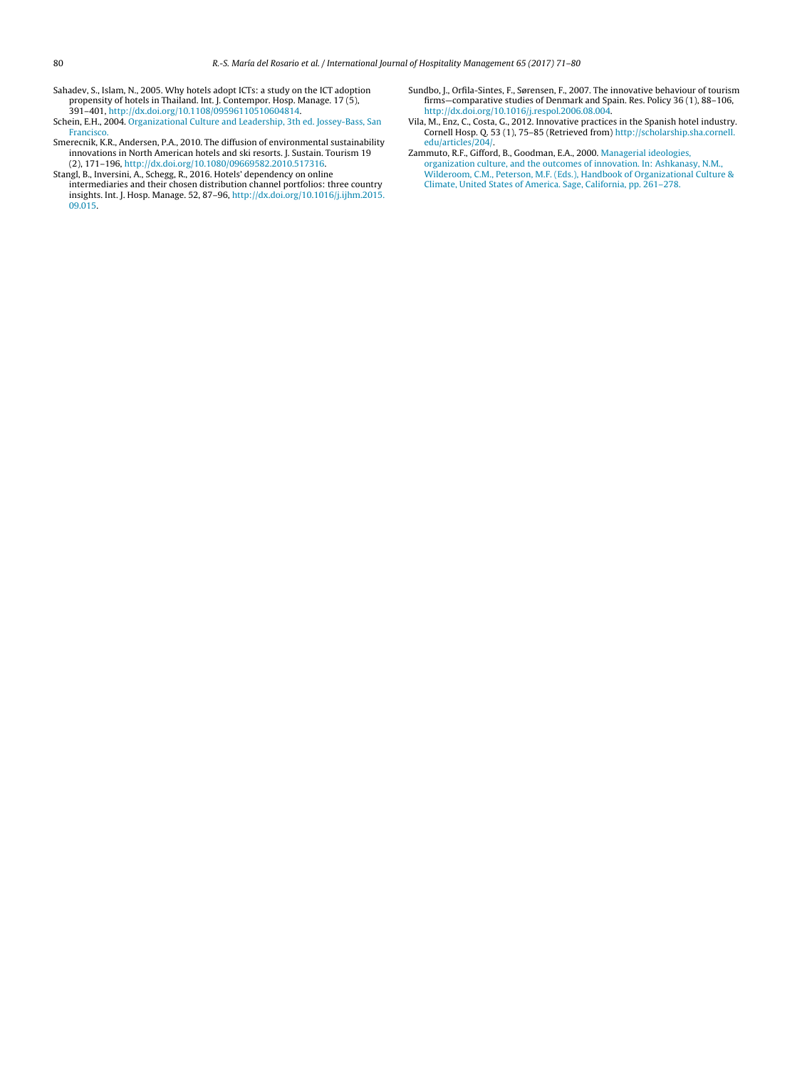Sahadev, S., Islam, N., 2005. Why hotels adopt ICTs: a study on the ICT adoption propensity of hotels in Thailand. Int. J. Contempor. Hosp. Manage. 17 (5), 391–401, http://dx.doi.org/10.1108/09596110510604814.

Schein, E.H., 2004. Organizational Culture and Leadership, 3th ed. Jossey-Bass, San Francisco.

Smerecnik, K.R., Andersen, P.A., 2010. The diffusion of environmental sustainability innovations in North American hotels and ski resorts. J. Sustain. Tourism 19 (2), 171–196, http://dx.doi.org/10.1080/09669582.2010.517316.

Stangl, B., Inversini, A., Schegg, R., 2016. Hotels' dependency on online intermediaries and their chosen distribution channel portfolios: three country insights. Int. J. Hosp. Manage. 52, 87–96, http://dx.doi.org/10.1016/j.ijhm.2015.09.015.

Sundbo, J., Orfila-Sintes, F., Sørensen, F., 2007. The innovative behaviour of tourism firms—comparative studies of Denmark and Spain. Res. Policy 36 (1), 88–106, http://dx.doi.org/10.1016/j.respol.2006.08.004.

Vila, M., Enz, C., Costa, G., 2012. Innovative practices in the Spanish hotel industry. Cornell Hosp. Q. 53 (1), 75–85 (Retrieved from) http://scholarship.sha.cornell.edu/articles/204/.

Zammuto, R.F., Gifford, B., Goodman, E.A., 2000. Managerial ideologies, organization culture, and the outcomes of innovation. In: Ashkanasy, N.M., Wilderoom, C.M., Peterson, M.F. (Eds.), Handbook of Organizational Culture & Climate, United States of America. Sage, California, pp. 261–278.